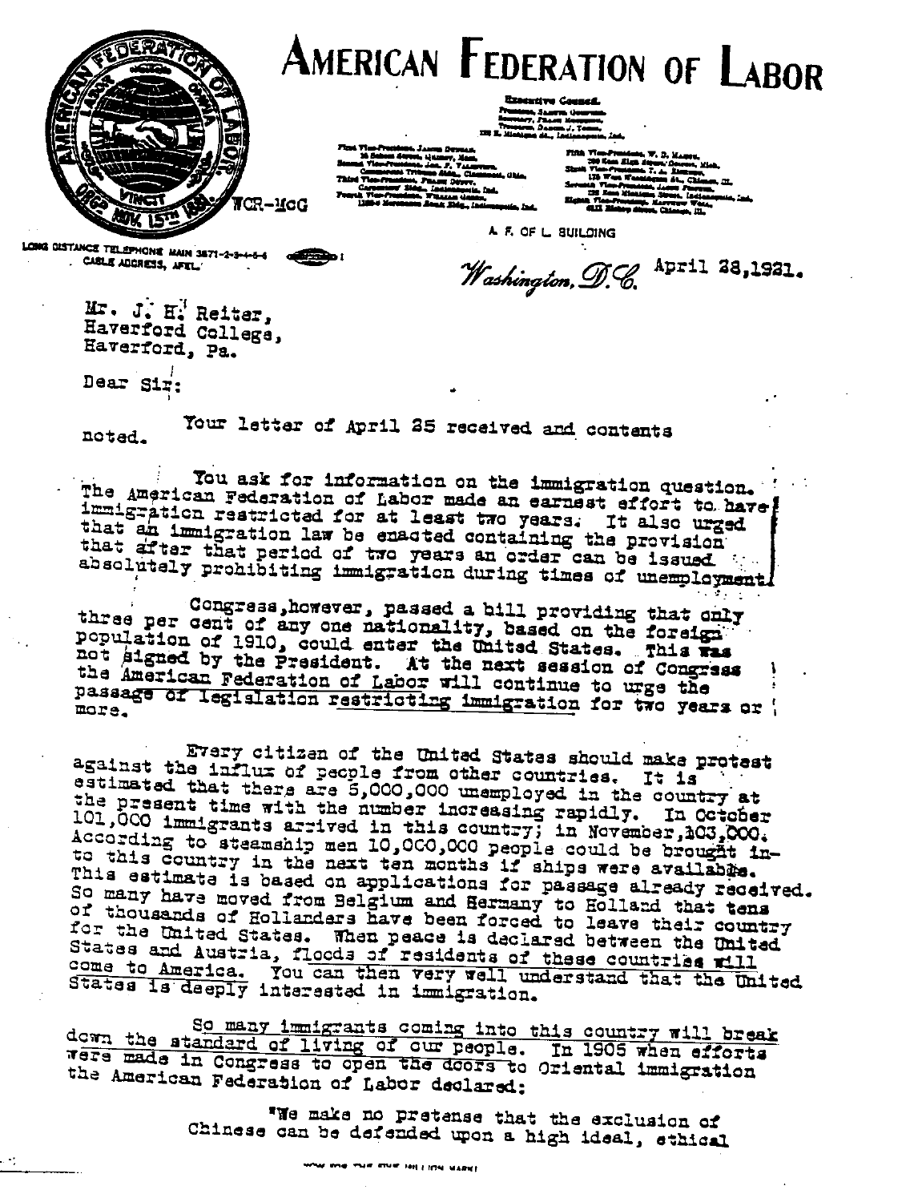# AMERICAN FEDERATION OF LABOR

A. F. OF L. BUILDING

LONG DISTANCE TELEPHONE MAIN 3871-2-3-4-5-6
CABLE ADDRESS, AFEL.

WCR-McG

*Washington, D.C.* April 28,1921.

Mr. J. H. Reiter,
Haverford College,
Haverford, Pa.

Dear Sir:

Your letter of April 25 received and contents noted.

You ask for information on the immigration question. The American Federation of Labor made an earnest effort to have immigration restricted for at least two years. It also urged that an immigration law be enacted containing the provision that after that period of two years an order can be issued absolutely prohibiting immigration during times of unemployment.

Congress, however, passed a bill providing that only three per cent of any one nationality, based on the foreign population of 1910, could enter the United States. This was not signed by the President. At the next session of Congress the American Federation of Labor will continue to urge the passage of legislation restricting immigration for two years or more.

Every citizen of the United States should make protest against the influx of people from other countries. It is estimated that there are 5,000,000 unemployed in the country at the present time with the number increasing rapidly. In October 101,000 immigrants arrived in this country; in November, 103,000. According to steamship men 10,000,000 people could be brought into this country in the next ten months if ships were available. This estimate is based on applications for passage already received. So many have moved from Belgium and Germany to Holland that tens of thousands of Hollanders have been forced to leave their country for the United States. When peace is declared between the United States and Austria, floods of residents of these countries will come to America. You can then very well understand that the United States is deeply interested in immigration.

So many immigrants coming into this country will break down the standard of living of our people. In 1905 when efforts were made in Congress to open the doors to Oriental immigration the American Federation of Labor declared:

"We make no pretense that the exclusion of Chinese can be defended upon a high ideal, ethical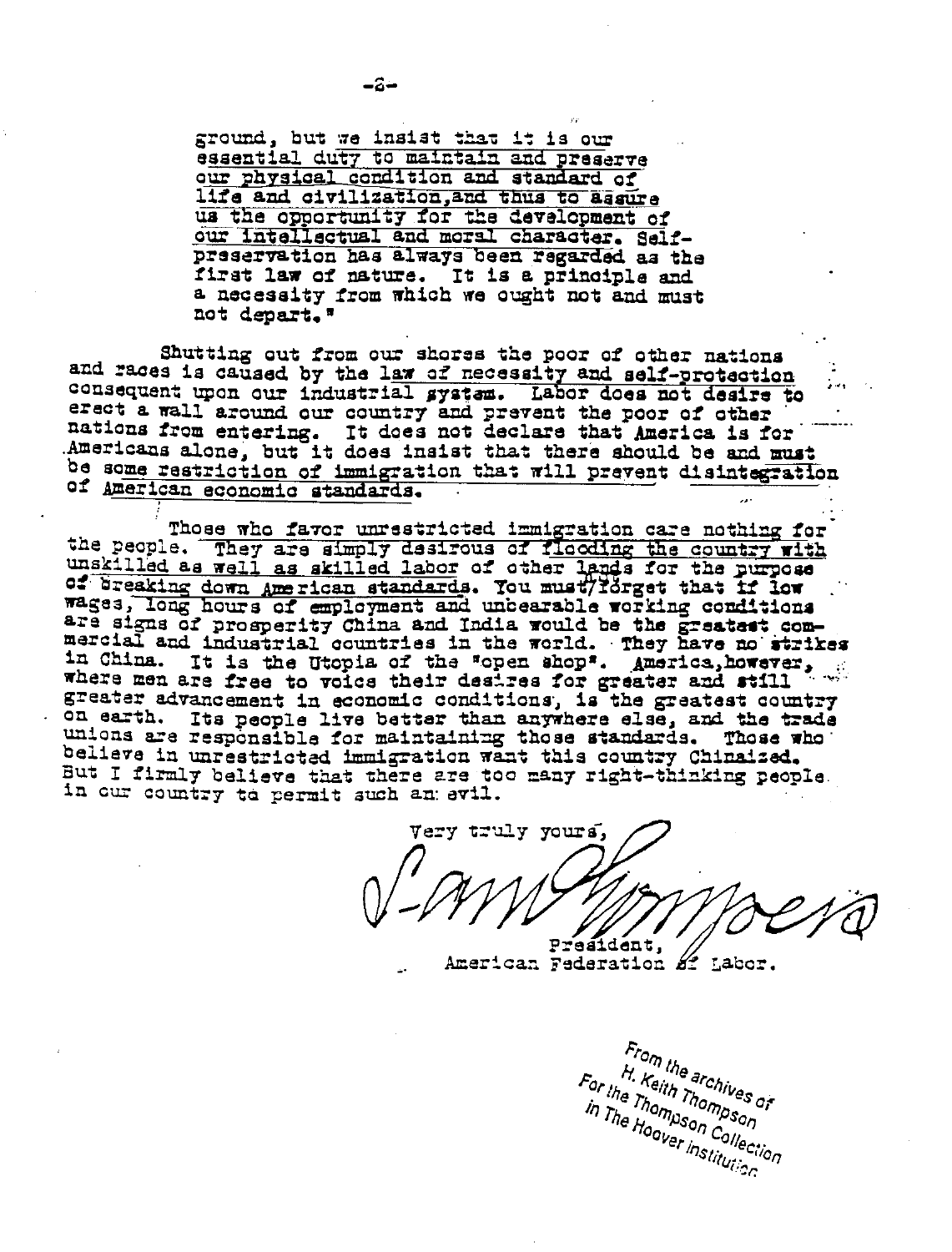ground, but we insist that it is our essential duty to maintain and preserve our physical condition and standard of life and civilization, and thus to assure us the opportunity for the development of our intellectual and moral character. Self-preservation has always been regarded as the first law of nature. It is a principle and a necessity from which we ought not and must not depart."

Shutting out from our shores the poor of other nations and races is caused by the law of necessity and self-protection consequent upon our industrial system. Labor does not desire to erect a wall around our country and prevent the poor of other nations from entering. It does not declare that America is for Americans alone, but it does insist that there should be and must be some restriction of immigration that will prevent disintegration of American economic standards.

Those who favor unrestricted immigration care nothing for the people. They are simply desirous of flooding the country with unskilled as well as skilled labor of other lands for the purpose of breaking down American standards. You must/forget that if low wages, long hours of employment and unbearable working conditions are signs of prosperity China and India would be the greatest commercial and industrial countries in the world. They have no strikes in China. It is the Utopia of the "open shop". America, however, where men are free to voice their desires for greater and still greater advancement in economic conditions, is the greatest country on earth. Its people live better than anywhere else, and the trade unions are responsible for maintaining those standards. Those who believe in unrestricted immigration want this country Chinaized. But I firmly believe that there are too many right-thinking people in our country to permit such an evil.

Very truly yours,

Sam Gompers

President,
American Federation of Labor.

From the archives of
H. Keith Thompson
For the Thompson Collection
in The Hoover Institution